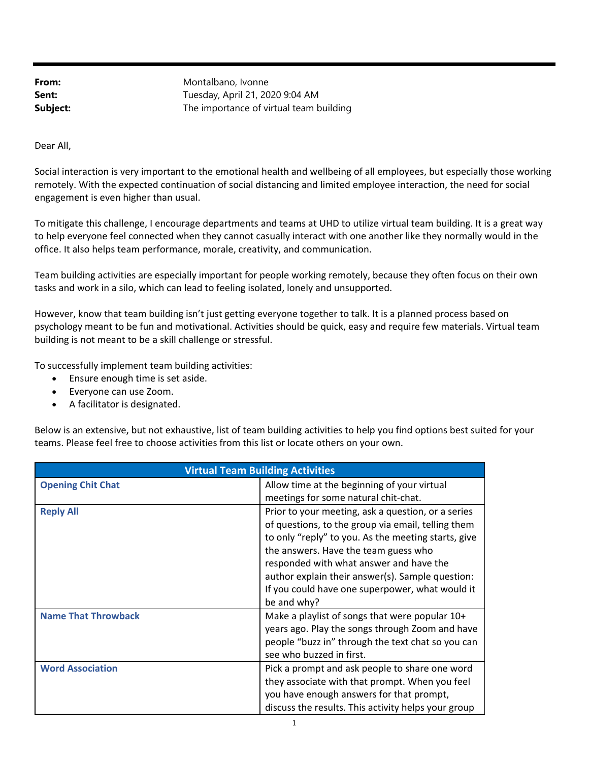**From:** Montalbano, Ivonne
**Sent:** Tuesday, April 21, 2020 9:04 AM
**Subject:** The importance of virtual team building

Dear All,

Social interaction is very important to the emotional health and wellbeing of all employees, but especially those working remotely. With the expected continuation of social distancing and limited employee interaction, the need for social engagement is even higher than usual.

To mitigate this challenge, I encourage departments and teams at UHD to utilize virtual team building. It is a great way to help everyone feel connected when they cannot casually interact with one another like they normally would in the office. It also helps team performance, morale, creativity, and communication.

Team building activities are especially important for people working remotely, because they often focus on their own tasks and work in a silo, which can lead to feeling isolated, lonely and unsupported.

However, know that team building isn't just getting everyone together to talk. It is a planned process based on psychology meant to be fun and motivational. Activities should be quick, easy and require few materials. Virtual team building is not meant to be a skill challenge or stressful.

To successfully implement team building activities:

- Ensure enough time is set aside.
- Everyone can use Zoom.
- A facilitator is designated.

Below is an extensive, but not exhaustive, list of team building activities to help you find options best suited for your teams. Please feel free to choose activities from this list or locate others on your own.

| Virtual Team Building Activities | |
|---|---|
| **Opening Chit Chat** | Allow time at the beginning of your virtual meetings for some natural chit-chat. |
| **Reply All** | Prior to your meeting, ask a question, or a series of questions, to the group via email, telling them to only "reply" to you. As the meeting starts, give the answers. Have the team guess who responded with what answer and have the author explain their answer(s). Sample question: If you could have one superpower, what would it be and why? |
| **Name That Throwback** | Make a playlist of songs that were popular 10+ years ago. Play the songs through Zoom and have people "buzz in" through the text chat so you can see who buzzed in first. |
| **Word Association** | Pick a prompt and ask people to share one word they associate with that prompt. When you feel you have enough answers for that prompt, discuss the results. This activity helps your group |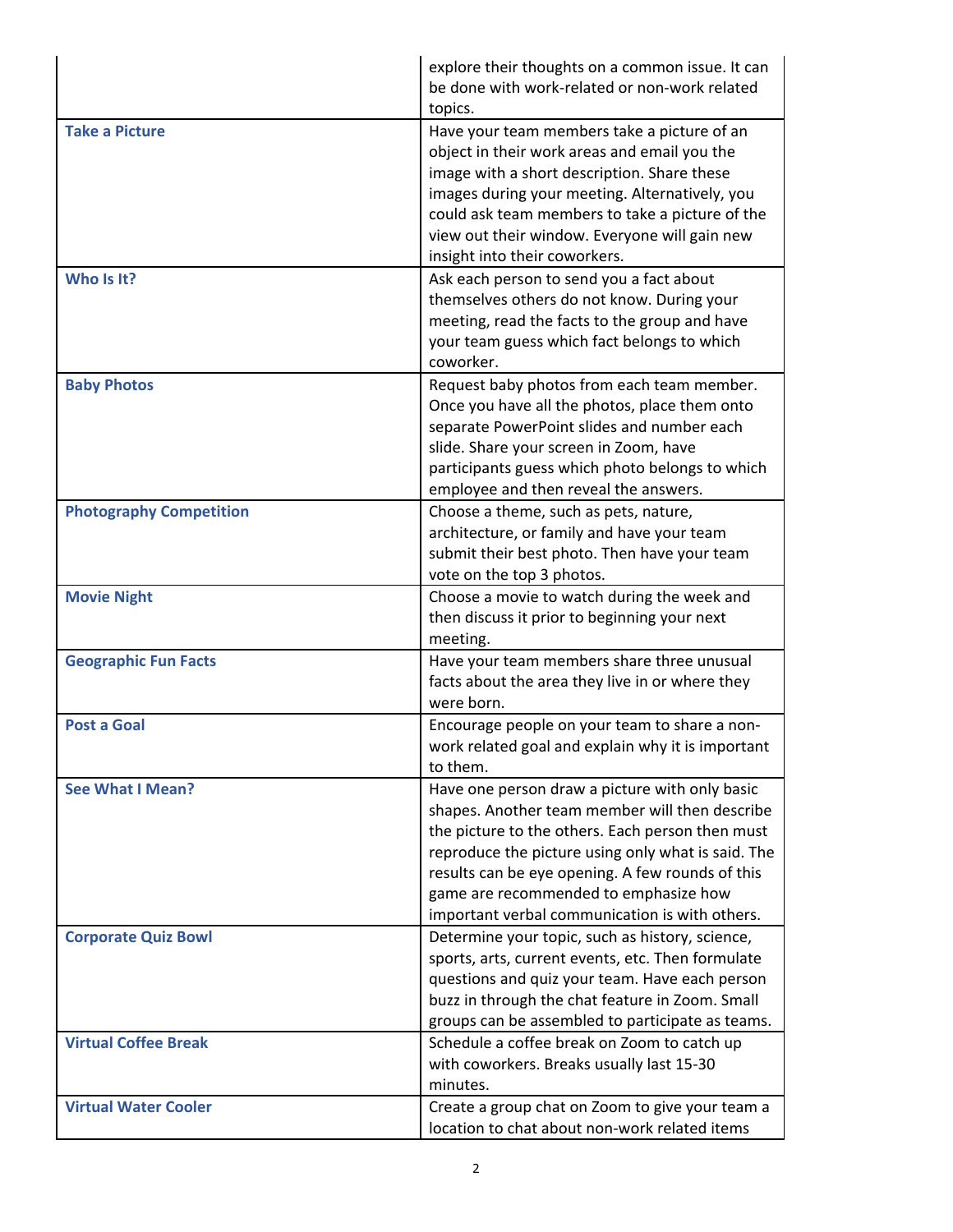| | |
|---|---|
| | explore their thoughts on a common issue. It can be done with work-related or non-work related topics. |
| **Take a Picture** | Have your team members take a picture of an object in their work areas and email you the image with a short description. Share these images during your meeting. Alternatively, you could ask team members to take a picture of the view out their window. Everyone will gain new insight into their coworkers. |
| **Who Is It?** | Ask each person to send you a fact about themselves others do not know. During your meeting, read the facts to the group and have your team guess which fact belongs to which coworker. |
| **Baby Photos** | Request baby photos from each team member. Once you have all the photos, place them onto separate PowerPoint slides and number each slide. Share your screen in Zoom, have participants guess which photo belongs to which employee and then reveal the answers. |
| **Photography Competition** | Choose a theme, such as pets, nature, architecture, or family and have your team submit their best photo. Then have your team vote on the top 3 photos. |
| **Movie Night** | Choose a movie to watch during the week and then discuss it prior to beginning your next meeting. |
| **Geographic Fun Facts** | Have your team members share three unusual facts about the area they live in or where they were born. |
| **Post a Goal** | Encourage people on your team to share a non-work related goal and explain why it is important to them. |
| **See What I Mean?** | Have one person draw a picture with only basic shapes. Another team member will then describe the picture to the others. Each person then must reproduce the picture using only what is said. The results can be eye opening. A few rounds of this game are recommended to emphasize how important verbal communication is with others. |
| **Corporate Quiz Bowl** | Determine your topic, such as history, science, sports, arts, current events, etc. Then formulate questions and quiz your team. Have each person buzz in through the chat feature in Zoom. Small groups can be assembled to participate as teams. |
| **Virtual Coffee Break** | Schedule a coffee break on Zoom to catch up with coworkers. Breaks usually last 15-30 minutes. |
| **Virtual Water Cooler** | Create a group chat on Zoom to give your team a location to chat about non-work related items |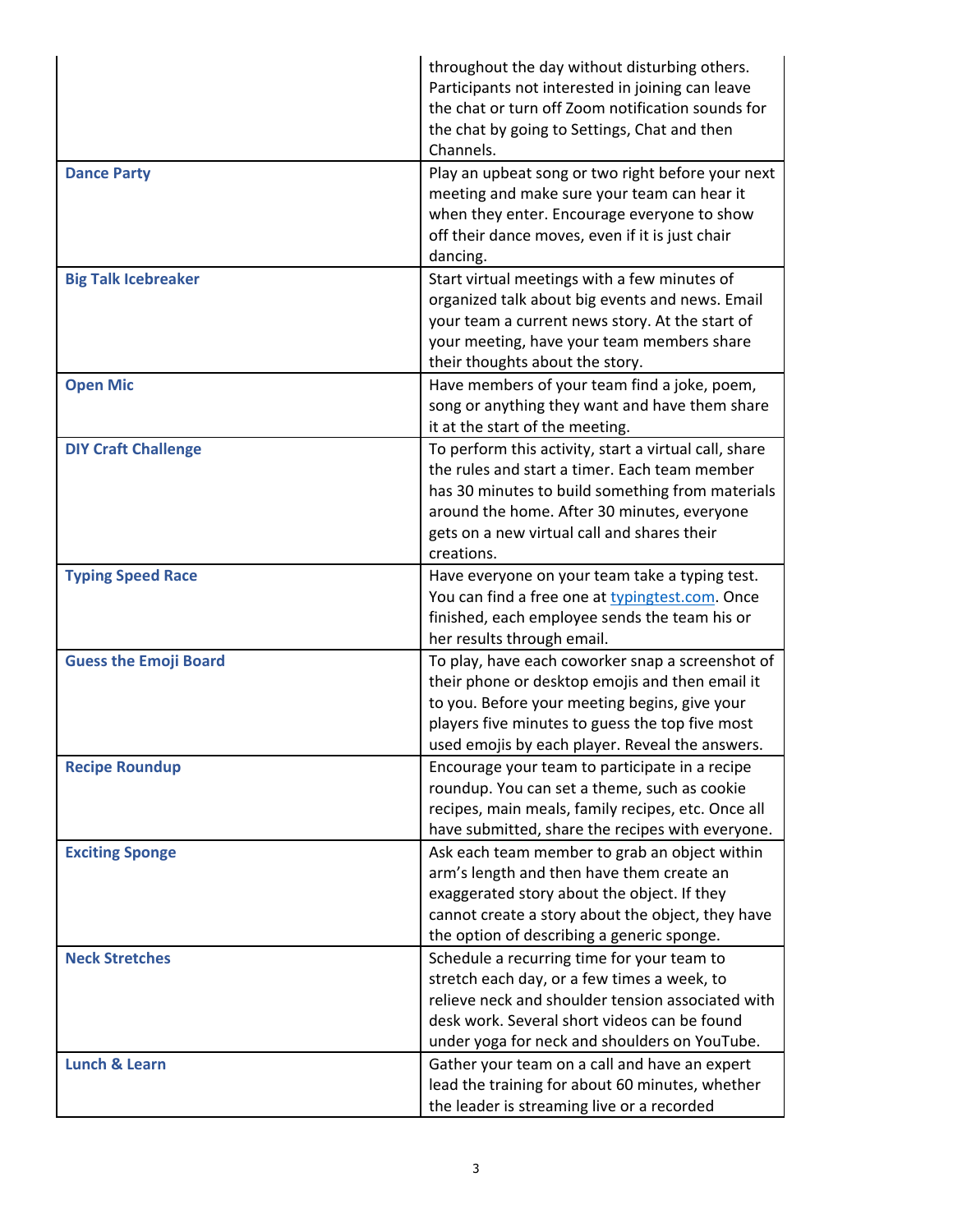| | |
|---|---|
| | throughout the day without disturbing others. Participants not interested in joining can leave the chat or turn off Zoom notification sounds for the chat by going to Settings, Chat and then Channels. |
| **Dance Party** | Play an upbeat song or two right before your next meeting and make sure your team can hear it when they enter. Encourage everyone to show off their dance moves, even if it is just chair dancing. |
| **Big Talk Icebreaker** | Start virtual meetings with a few minutes of organized talk about big events and news. Email your team a current news story. At the start of your meeting, have your team members share their thoughts about the story. |
| **Open Mic** | Have members of your team find a joke, poem, song or anything they want and have them share it at the start of the meeting. |
| **DIY Craft Challenge** | To perform this activity, start a virtual call, share the rules and start a timer. Each team member has 30 minutes to build something from materials around the home. After 30 minutes, everyone gets on a new virtual call and shares their creations. |
| **Typing Speed Race** | Have everyone on your team take a typing test. You can find a free one at [typingtest.com](typingtest.com). Once finished, each employee sends the team his or her results through email. |
| **Guess the Emoji Board** | To play, have each coworker snap a screenshot of their phone or desktop emojis and then email it to you. Before your meeting begins, give your players five minutes to guess the top five most used emojis by each player. Reveal the answers. |
| **Recipe Roundup** | Encourage your team to participate in a recipe roundup. You can set a theme, such as cookie recipes, main meals, family recipes, etc. Once all have submitted, share the recipes with everyone. |
| **Exciting Sponge** | Ask each team member to grab an object within arm's length and then have them create an exaggerated story about the object. If they cannot create a story about the object, they have the option of describing a generic sponge. |
| **Neck Stretches** | Schedule a recurring time for your team to stretch each day, or a few times a week, to relieve neck and shoulder tension associated with desk work. Several short videos can be found under yoga for neck and shoulders on YouTube. |
| **Lunch & Learn** | Gather your team on a call and have an expert lead the training for about 60 minutes, whether the leader is streaming live or a recorded |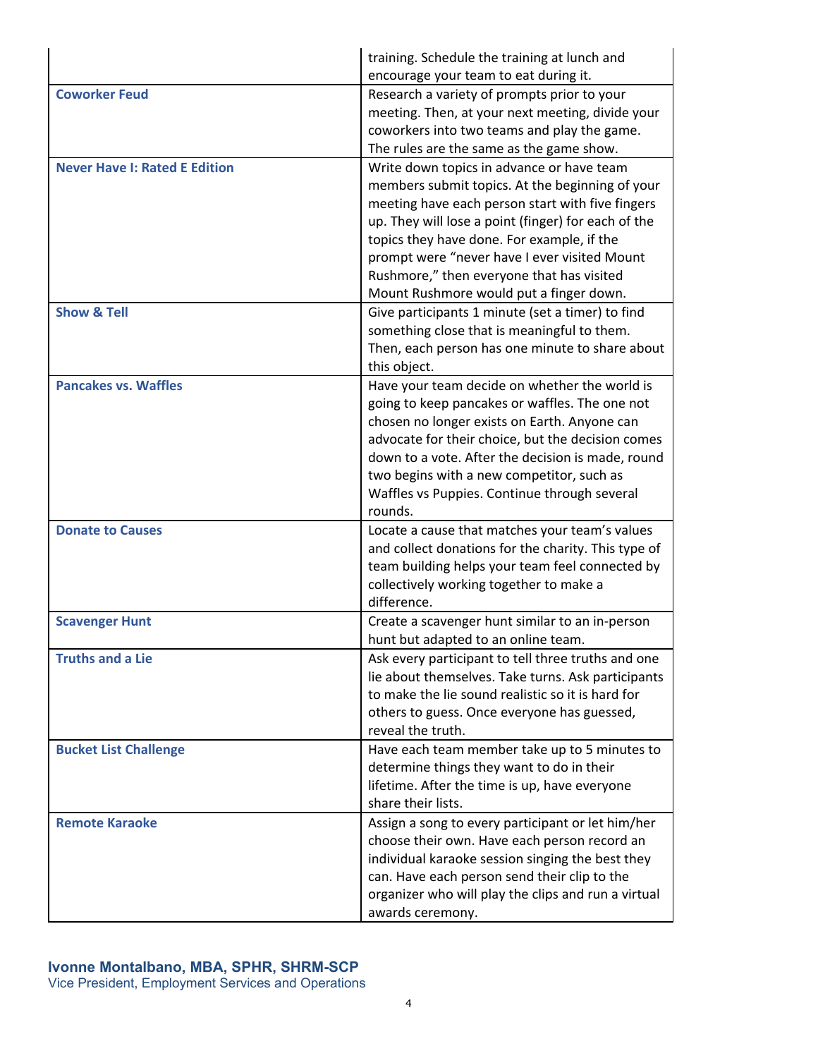| | |
|---|---|
| | training. Schedule the training at lunch and encourage your team to eat during it. |
| **Coworker Feud** | Research a variety of prompts prior to your meeting. Then, at your next meeting, divide your coworkers into two teams and play the game. The rules are the same as the game show. |
| **Never Have I: Rated E Edition** | Write down topics in advance or have team members submit topics. At the beginning of your meeting have each person start with five fingers up. They will lose a point (finger) for each of the topics they have done. For example, if the prompt were "never have I ever visited Mount Rushmore," then everyone that has visited Mount Rushmore would put a finger down. |
| **Show & Tell** | Give participants 1 minute (set a timer) to find something close that is meaningful to them. Then, each person has one minute to share about this object. |
| **Pancakes vs. Waffles** | Have your team decide on whether the world is going to keep pancakes or waffles. The one not chosen no longer exists on Earth. Anyone can advocate for their choice, but the decision comes down to a vote. After the decision is made, round two begins with a new competitor, such as Waffles vs Puppies. Continue through several rounds. |
| **Donate to Causes** | Locate a cause that matches your team's values and collect donations for the charity. This type of team building helps your team feel connected by collectively working together to make a difference. |
| **Scavenger Hunt** | Create a scavenger hunt similar to an in-person hunt but adapted to an online team. |
| **Truths and a Lie** | Ask every participant to tell three truths and one lie about themselves. Take turns. Ask participants to make the lie sound realistic so it is hard for others to guess. Once everyone has guessed, reveal the truth. |
| **Bucket List Challenge** | Have each team member take up to 5 minutes to determine things they want to do in their lifetime. After the time is up, have everyone share their lists. |
| **Remote Karaoke** | Assign a song to every participant or let him/her choose their own. Have each person record an individual karaoke session singing the best they can. Have each person send their clip to the organizer who will play the clips and run a virtual awards ceremony. |

**Ivonne Montalbano, MBA, SPHR, SHRM-SCP**
Vice President, Employment Services and Operations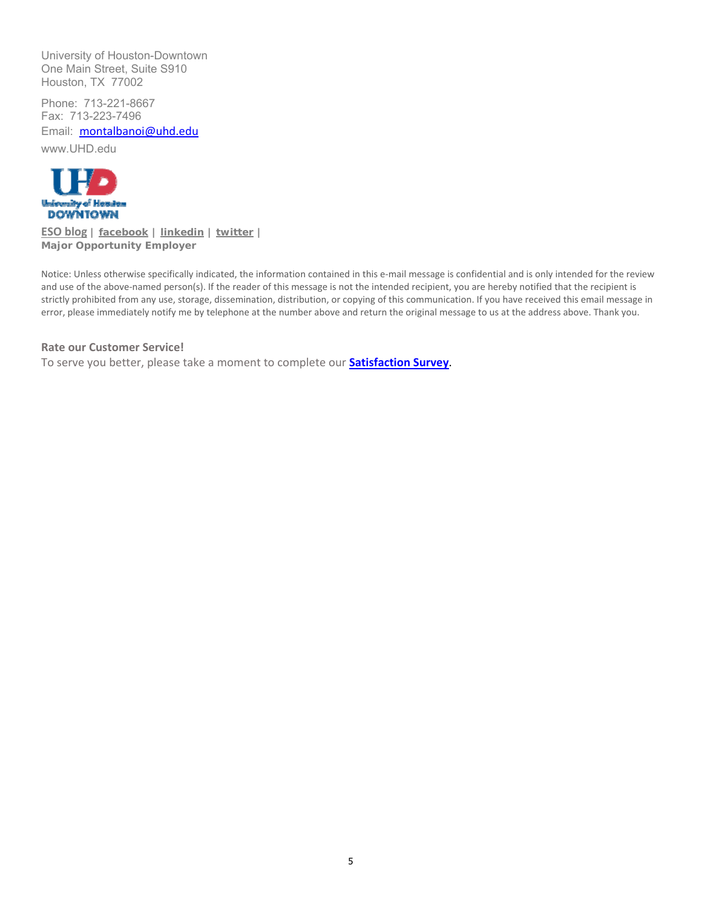University of Houston-Downtown
One Main Street, Suite S910
Houston, TX 77002

Phone: 713-221-8667
Fax: 713-223-7496
Email: montalbanoi@uhd.edu

www.UHD.edu

ESO blog | facebook | linkedin | twitter |
**Major Opportunity Employer**

Notice: Unless otherwise specifically indicated, the information contained in this e-mail message is confidential and is only intended for the review and use of the above-named person(s). If the reader of this message is not the intended recipient, you are hereby notified that the recipient is strictly prohibited from any use, storage, dissemination, distribution, or copying of this communication. If you have received this email message in error, please immediately notify me by telephone at the number above and return the original message to us at the address above. Thank you.

**Rate our Customer Service!**
To serve you better, please take a moment to complete our **Satisfaction Survey**.